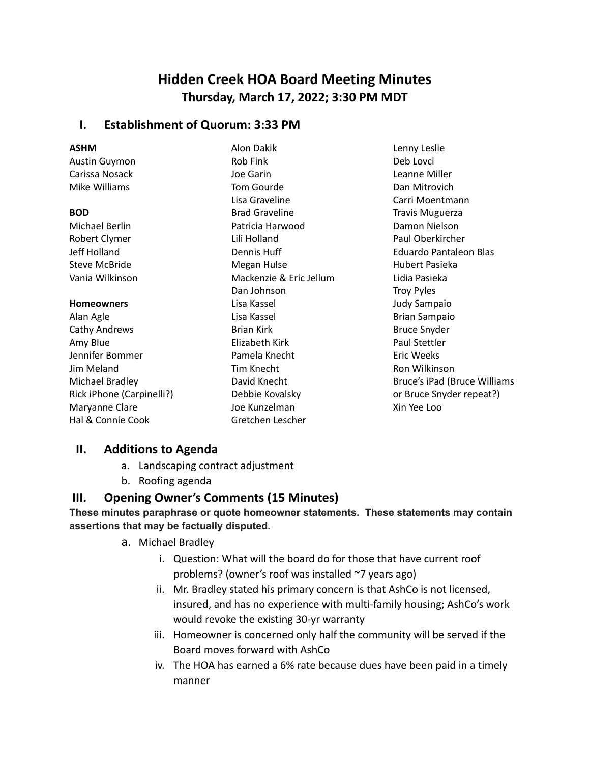# Hidden Creek HOA Board Meeting Minutes

## Thursday, March 17, 2022; 3:30 PM MDT

## I. Establishment of Quorum: 3:33 PM

**ASHM**
Austin Guymon
Carissa Nosack
Mike Williams

**BOD**
Michael Berlin
Robert Clymer
Jeff Holland
Steve McBride
Vania Wilkinson

**Homeowners**
Alan Agle
Cathy Andrews
Amy Blue
Jennifer Bommer
Jim Meland
Michael Bradley
Rick iPhone (Carpinelli?)
Maryanne Clare
Hal & Connie Cook
Alon Dakik
Rob Fink
Joe Garin
Tom Gourde
Lisa Graveline
Brad Graveline
Patricia Harwood
Lili Holland
Dennis Huff
Megan Hulse
Mackenzie & Eric Jellum
Dan Johnson
Lisa Kassel
Lisa Kassel
Brian Kirk
Elizabeth Kirk
Pamela Knecht
Tim Knecht
David Knecht
Debbie Kovalsky
Joe Kunzelman
Gretchen Lescher
Lenny Leslie
Deb Lovci
Leanne Miller
Dan Mitrovich
Carri Moentmann
Travis Muguerza
Damon Nielson
Paul Oberkircher
Eduardo Pantaleon Blas
Hubert Pasieka
Lidia Pasieka
Troy Pyles
Judy Sampaio
Brian Sampaio
Bruce Snyder
Paul Stettler
Eric Weeks
Ron Wilkinson
Bruce's iPad (Bruce Williams or Bruce Snyder repeat?)
Xin Yee Loo

## II. Additions to Agenda

a. Landscaping contract adjustment
b. Roofing agenda

## III. Opening Owner's Comments (15 Minutes)

**These minutes paraphrase or quote homeowner statements. These statements may contain assertions that may be factually disputed.**

a. Michael Bradley
   i. Question: What will the board do for those that have current roof problems? (owner's roof was installed ~7 years ago)
   ii. Mr. Bradley stated his primary concern is that AshCo is not licensed, insured, and has no experience with multi-family housing; AshCo's work would revoke the existing 30-yr warranty
   iii. Homeowner is concerned only half the community will be served if the Board moves forward with AshCo
   iv. The HOA has earned a 6% rate because dues have been paid in a timely manner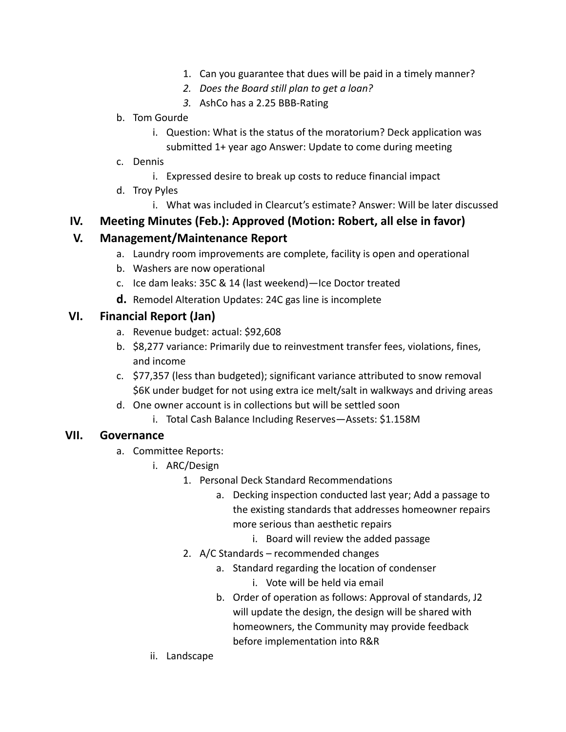1. Can you guarantee that dues will be paid in a timely manner?
2. *Does the Board still plan to get a loan?*
3. AshCo has a 2.25 BBB-Rating

b. Tom Gourde
   - i. Question: What is the status of the moratorium? Deck application was submitted 1+ year ago Answer: Update to come during meeting

c. Dennis
   - i. Expressed desire to break up costs to reduce financial impact

d. Troy Pyles
   - i. What was included in Clearcut's estimate? Answer: Will be later discussed

## IV. Meeting Minutes (Feb.): Approved (Motion: Robert, all else in favor)

## V. Management/Maintenance Report

a. Laundry room improvements are complete, facility is open and operational

b. Washers are now operational

c. Ice dam leaks: 35C & 14 (last weekend)—Ice Doctor treated

d. Remodel Alteration Updates: 24C gas line is incomplete

## VI. Financial Report (Jan)

a. Revenue budget: actual: $92,608

b. $8,277 variance: Primarily due to reinvestment transfer fees, violations, fines, and income

c. $77,357 (less than budgeted); significant variance attributed to snow removal $6K under budget for not using extra ice melt/salt in walkways and driving areas

d. One owner account is in collections but will be settled soon
   - i. Total Cash Balance Including Reserves—Assets: $1.158M

## VII. Governance

a. Committee Reports:
   - i. ARC/Design
     1. Personal Deck Standard Recommendations
        - a. Decking inspection conducted last year; Add a passage to the existing standards that addresses homeowner repairs more serious than aesthetic repairs
          - i. Board will review the added passage
     2. A/C Standards – recommended changes
        - a. Standard regarding the location of condenser
          - i. Vote will be held via email
        - b. Order of operation as follows: Approval of standards, J2 will update the design, the design will be shared with homeowners, the Community may provide feedback before implementation into R&R
   - ii. Landscape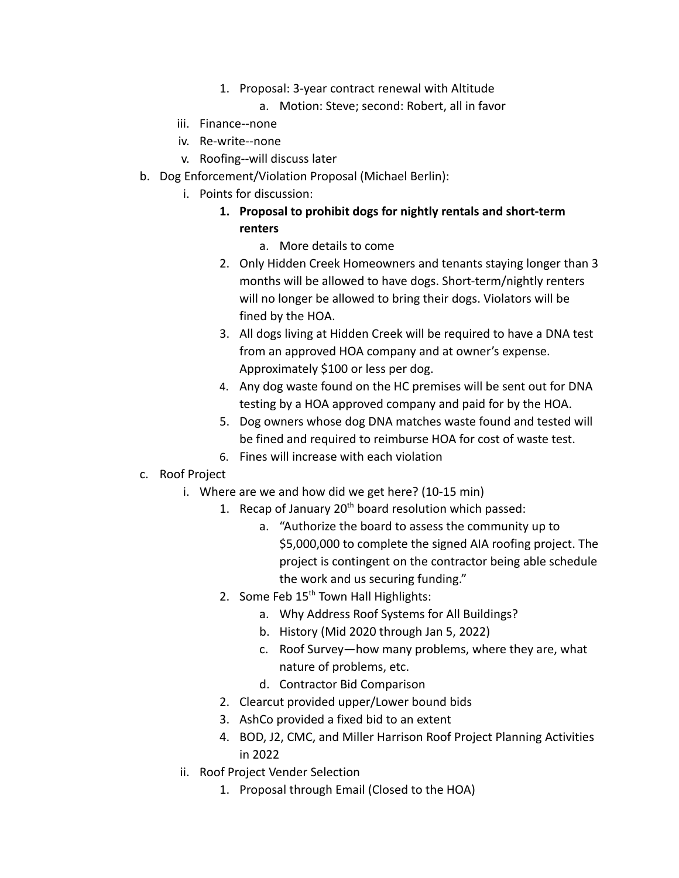1. Proposal: 3-year contract renewal with Altitude
    a. Motion: Steve; second: Robert, all in favor

iii. Finance--none

iv. Re-write--none

v. Roofing--will discuss later

b. Dog Enforcement/Violation Proposal (Michael Berlin):

   i. Points for discussion:

      1. **Proposal to prohibit dogs for nightly rentals and short-term renters**
         a. More details to come
      2. Only Hidden Creek Homeowners and tenants staying longer than 3 months will be allowed to have dogs. Short-term/nightly renters will no longer be allowed to bring their dogs. Violators will be fined by the HOA.
      3. All dogs living at Hidden Creek will be required to have a DNA test from an approved HOA company and at owner's expense. Approximately $100 or less per dog.
      4. Any dog waste found on the HC premises will be sent out for DNA testing by a HOA approved company and paid for by the HOA.
      5. Dog owners whose dog DNA matches waste found and tested will be fined and required to reimburse HOA for cost of waste test.
      6. Fines will increase with each violation

c. Roof Project

   i. Where are we and how did we get here? (10-15 min)

      1. Recap of January 20th board resolution which passed:
         a. "Authorize the board to assess the community up to $5,000,000 to complete the signed AIA roofing project. The project is contingent on the contractor being able schedule the work and us securing funding."
      2. Some Feb 15th Town Hall Highlights:
         a. Why Address Roof Systems for All Buildings?
         b. History (Mid 2020 through Jan 5, 2022)
         c. Roof Survey—how many problems, where they are, what nature of problems, etc.
         d. Contractor Bid Comparison
      2. Clearcut provided upper/Lower bound bids
      3. AshCo provided a fixed bid to an extent
      4. BOD, J2, CMC, and Miller Harrison Roof Project Planning Activities in 2022

   ii. Roof Project Vender Selection

      1. Proposal through Email (Closed to the HOA)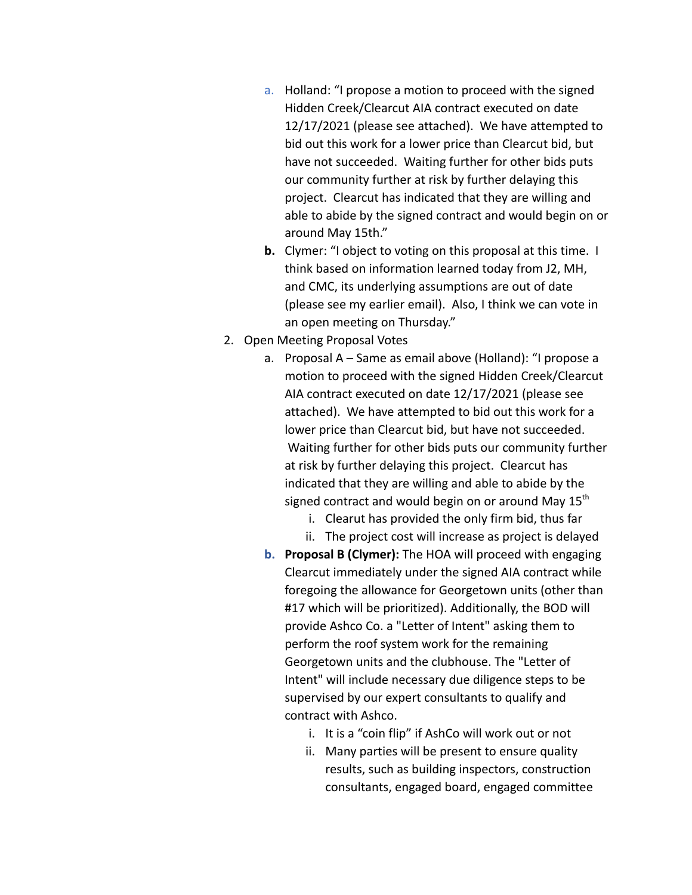a. Holland: "I propose a motion to proceed with the signed Hidden Creek/Clearcut AIA contract executed on date 12/17/2021 (please see attached). We have attempted to bid out this work for a lower price than Clearcut bid, but have not succeeded. Waiting further for other bids puts our community further at risk by further delaying this project. Clearcut has indicated that they are willing and able to abide by the signed contract and would begin on or around May 15th."

**b.** Clymer: "I object to voting on this proposal at this time. I think based on information learned today from J2, MH, and CMC, its underlying assumptions are out of date (please see my earlier email). Also, I think we can vote in an open meeting on Thursday."

2. Open Meeting Proposal Votes
    a. Proposal A – Same as email above (Holland): "I propose a motion to proceed with the signed Hidden Creek/Clearcut AIA contract executed on date 12/17/2021 (please see attached). We have attempted to bid out this work for a lower price than Clearcut bid, but have not succeeded. Waiting further for other bids puts our community further at risk by further delaying this project. Clearcut has indicated that they are willing and able to abide by the signed contract and would begin on or around May 15th
        i. Clearut has provided the only firm bid, thus far
        ii. The project cost will increase as project is delayed
    **b. Proposal B (Clymer):** The HOA will proceed with engaging Clearcut immediately under the signed AIA contract while foregoing the allowance for Georgetown units (other than #17 which will be prioritized). Additionally, the BOD will provide Ashco Co. a "Letter of Intent" asking them to perform the roof system work for the remaining Georgetown units and the clubhouse. The "Letter of Intent" will include necessary due diligence steps to be supervised by our expert consultants to qualify and contract with Ashco.
        i. It is a "coin flip" if AshCo will work out or not
        ii. Many parties will be present to ensure quality results, such as building inspectors, construction consultants, engaged board, engaged committee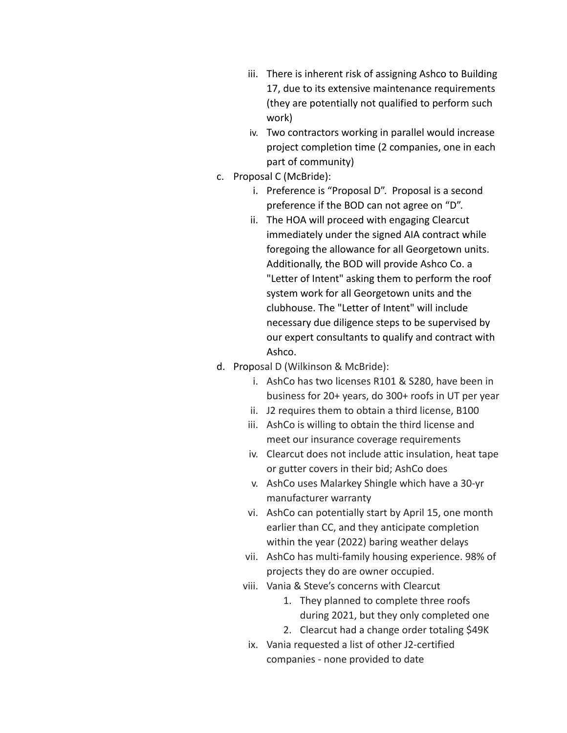iii. There is inherent risk of assigning Ashco to Building 17, due to its extensive maintenance requirements (they are potentially not qualified to perform such work)
   iv. Two contractors working in parallel would increase project completion time (2 companies, one in each part of community)

c. Proposal C (McBride):
   i. Preference is "Proposal D". Proposal is a second preference if the BOD can not agree on "D".
   ii. The HOA will proceed with engaging Clearcut immediately under the signed AIA contract while foregoing the allowance for all Georgetown units. Additionally, the BOD will provide Ashco Co. a "Letter of Intent" asking them to perform the roof system work for all Georgetown units and the clubhouse. The "Letter of Intent" will include necessary due diligence steps to be supervised by our expert consultants to qualify and contract with Ashco.

d. Proposal D (Wilkinson & McBride):
   i. AshCo has two licenses R101 & S280, have been in business for 20+ years, do 300+ roofs in UT per year
   ii. J2 requires them to obtain a third license, B100
   iii. AshCo is willing to obtain the third license and meet our insurance coverage requirements
   iv. Clearcut does not include attic insulation, heat tape or gutter covers in their bid; AshCo does
   v. AshCo uses Malarkey Shingle which have a 30-yr manufacturer warranty
   vi. AshCo can potentially start by April 15, one month earlier than CC, and they anticipate completion within the year (2022) baring weather delays
   vii. AshCo has multi-family housing experience. 98% of projects they do are owner occupied.
   viii. Vania & Steve's concerns with Clearcut
      1. They planned to complete three roofs during 2021, but they only completed one
      2. Clearcut had a change order totaling $49K
   ix. Vania requested a list of other J2-certified companies - none provided to date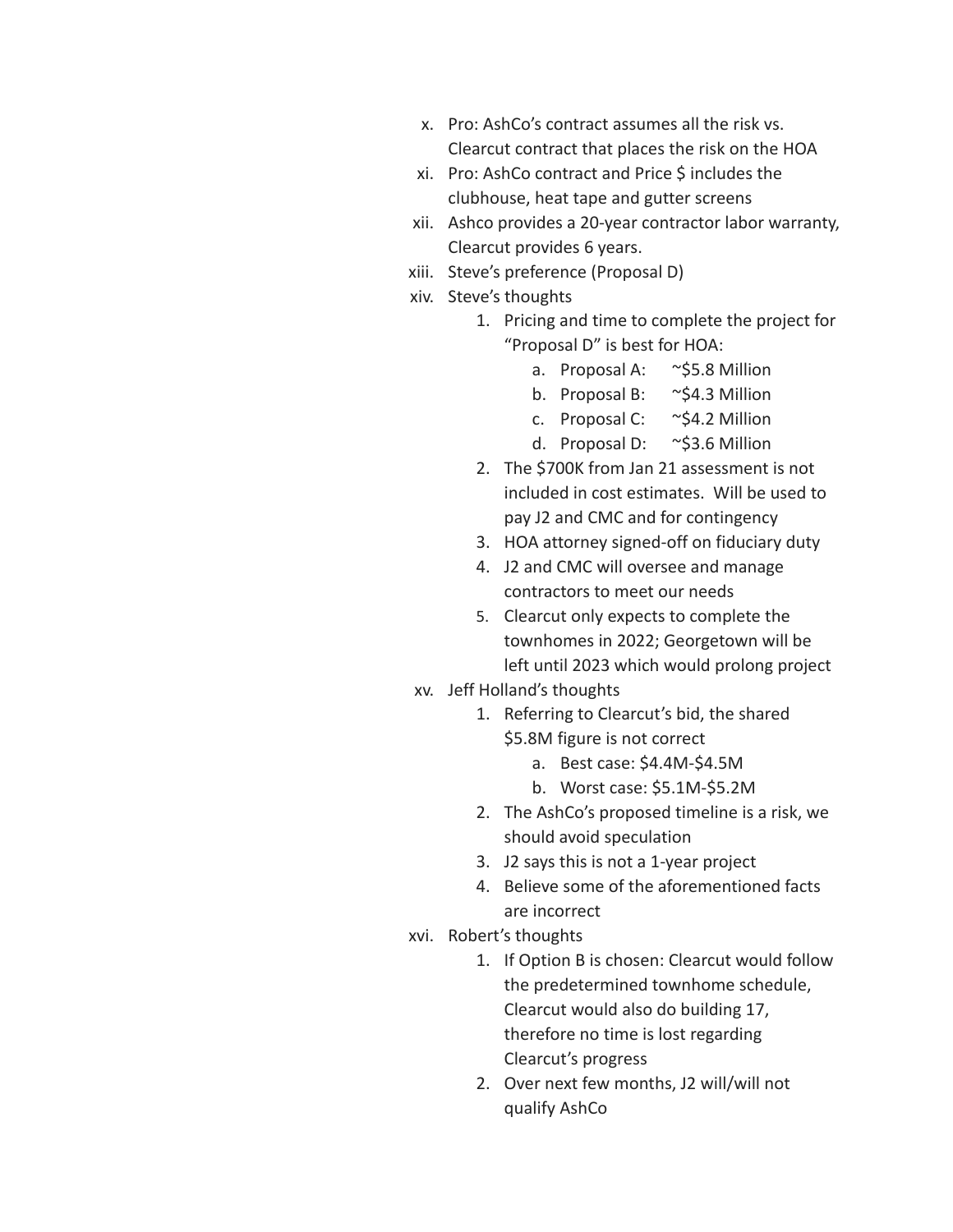x. Pro: AshCo's contract assumes all the risk vs. Clearcut contract that places the risk on the HOA

xi. Pro: AshCo contract and Price $ includes the clubhouse, heat tape and gutter screens

xii. Ashco provides a 20-year contractor labor warranty, Clearcut provides 6 years.

xiii. Steve's preference (Proposal D)

xiv. Steve's thoughts

1. Pricing and time to complete the project for "Proposal D" is best for HOA:
   - a. Proposal A: ~$5.8 Million
   - b. Proposal B: ~$4.3 Million
   - c. Proposal C: ~$4.2 Million
   - d. Proposal D: ~$3.6 Million
2. The $700K from Jan 21 assessment is not included in cost estimates. Will be used to pay J2 and CMC and for contingency
3. HOA attorney signed-off on fiduciary duty
4. J2 and CMC will oversee and manage contractors to meet our needs
5. Clearcut only expects to complete the townhomes in 2022; Georgetown will be left until 2023 which would prolong project

xv. Jeff Holland's thoughts

1. Referring to Clearcut's bid, the shared $5.8M figure is not correct
   - a. Best case: $4.4M-$4.5M
   - b. Worst case: $5.1M-$5.2M
2. The AshCo's proposed timeline is a risk, we should avoid speculation
3. J2 says this is not a 1-year project
4. Believe some of the aforementioned facts are incorrect

xvi. Robert's thoughts

1. If Option B is chosen: Clearcut would follow the predetermined townhome schedule, Clearcut would also do building 17, therefore no time is lost regarding Clearcut's progress
2. Over next few months, J2 will/will not qualify AshCo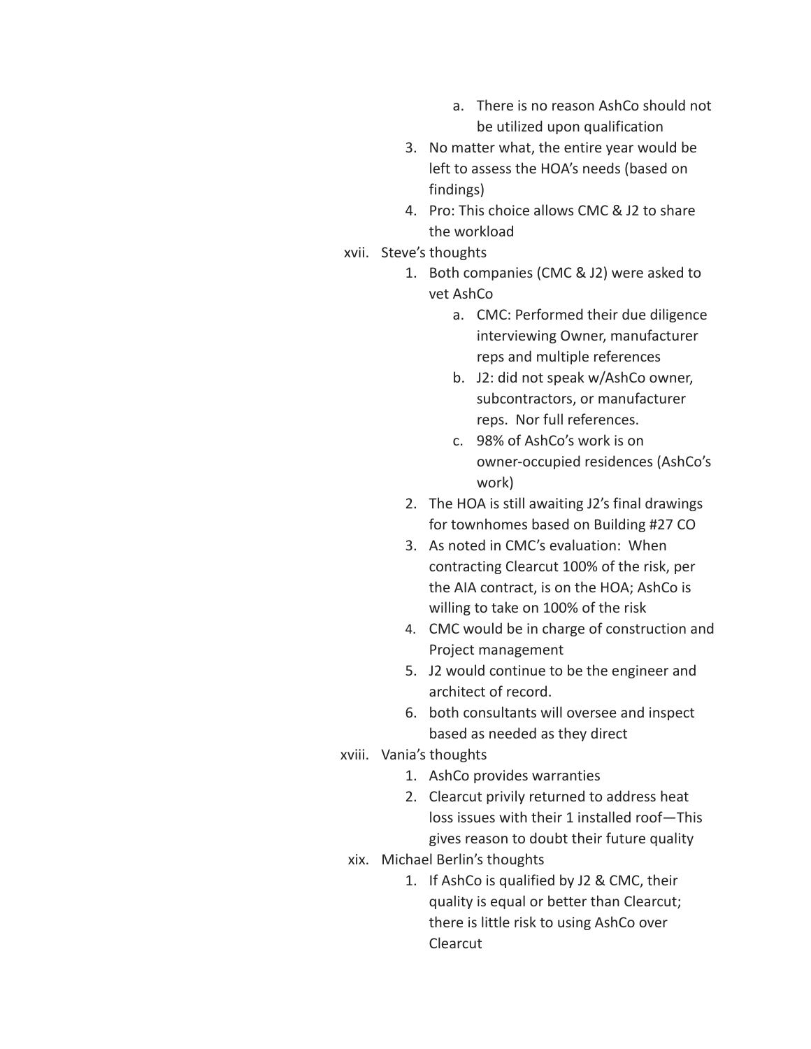a. There is no reason AshCo should not be utilized upon qualification
        3. No matter what, the entire year would be left to assess the HOA's needs (based on findings)
        4. Pro: This choice allows CMC & J2 to share the workload

xvii. Steve's thoughts
1. Both companies (CMC & J2) were asked to vet AshCo
    a. CMC: Performed their due diligence interviewing Owner, manufacturer reps and multiple references
    b. J2: did not speak w/AshCo owner, subcontractors, or manufacturer reps.  Nor full references.
    c. 98% of AshCo's work is on owner-occupied residences (AshCo's work)
2. The HOA is still awaiting J2's final drawings for townhomes based on Building #27 CO
3. As noted in CMC's evaluation:  When contracting Clearcut 100% of the risk, per the AIA contract, is on the HOA; AshCo is willing to take on 100% of the risk
4. CMC would be in charge of construction and Project management
5. J2 would continue to be the engineer and architect of record.
6. both consultants will oversee and inspect based as needed as they direct

xviii. Vania's thoughts
1. AshCo provides warranties
2. Clearcut privily returned to address heat loss issues with their 1 installed roof—This gives reason to doubt their future quality

xix. Michael Berlin's thoughts
1. If AshCo is qualified by J2 & CMC, their quality is equal or better than Clearcut; there is little risk to using AshCo over Clearcut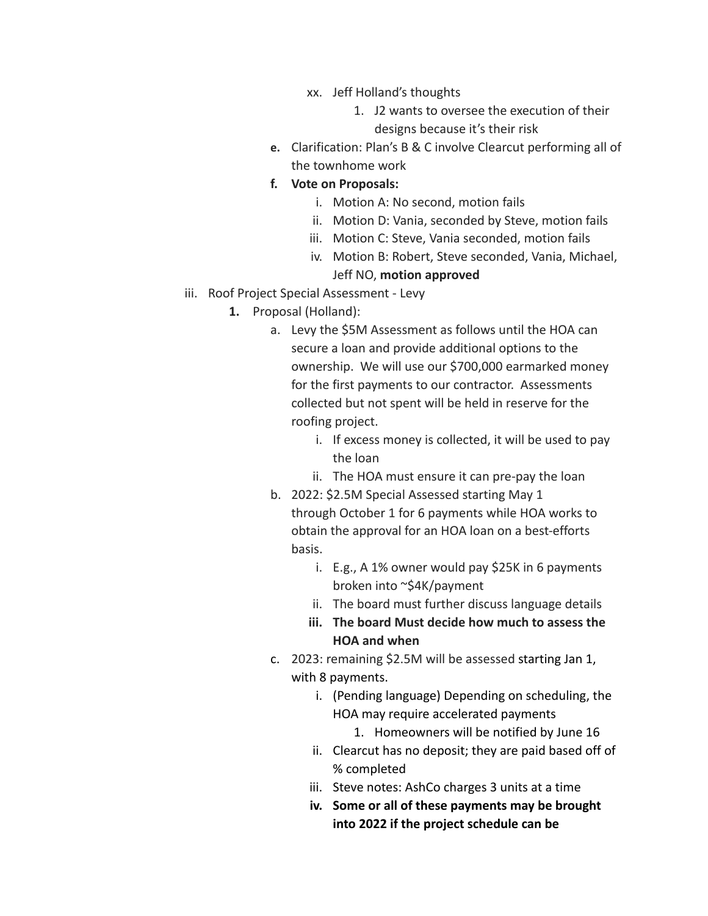xx. Jeff Holland's thoughts
   1. J2 wants to oversee the execution of their designs because it's their risk

**e.** Clarification: Plan's B & C involve Clearcut performing all of the townhome work

**f.** **Vote on Proposals:**
   i. Motion A: No second, motion fails
   ii. Motion D: Vania, seconded by Steve, motion fails
   iii. Motion C: Steve, Vania seconded, motion fails
   iv. Motion B: Robert, Steve seconded, Vania, Michael, Jeff NO, **motion approved**

iii. Roof Project Special Assessment - Levy

**1.** Proposal (Holland):

a. Levy the $5M Assessment as follows until the HOA can secure a loan and provide additional options to the ownership. We will use our $700,000 earmarked money for the first payments to our contractor. Assessments collected but not spent will be held in reserve for the roofing project.
   i. If excess money is collected, it will be used to pay the loan
   ii. The HOA must ensure it can pre-pay the loan

b. 2022: $2.5M Special Assessed starting May 1 through October 1 for 6 payments while HOA works to obtain the approval for an HOA loan on a best-efforts basis.
   i. E.g., A 1% owner would pay $25K in 6 payments broken into ~$4K/payment
   ii. The board must further discuss language details
   **iii. The board Must decide how much to assess the HOA and when**

c. 2023: remaining $2.5M will be assessed starting Jan 1, with 8 payments.
   i. (Pending language) Depending on scheduling, the HOA may require accelerated payments
      1. Homeowners will be notified by June 16
   ii. Clearcut has no deposit; they are paid based off of % completed
   iii. Steve notes: AshCo charges 3 units at a time
   **iv. Some or all of these payments may be brought into 2022 if the project schedule can be**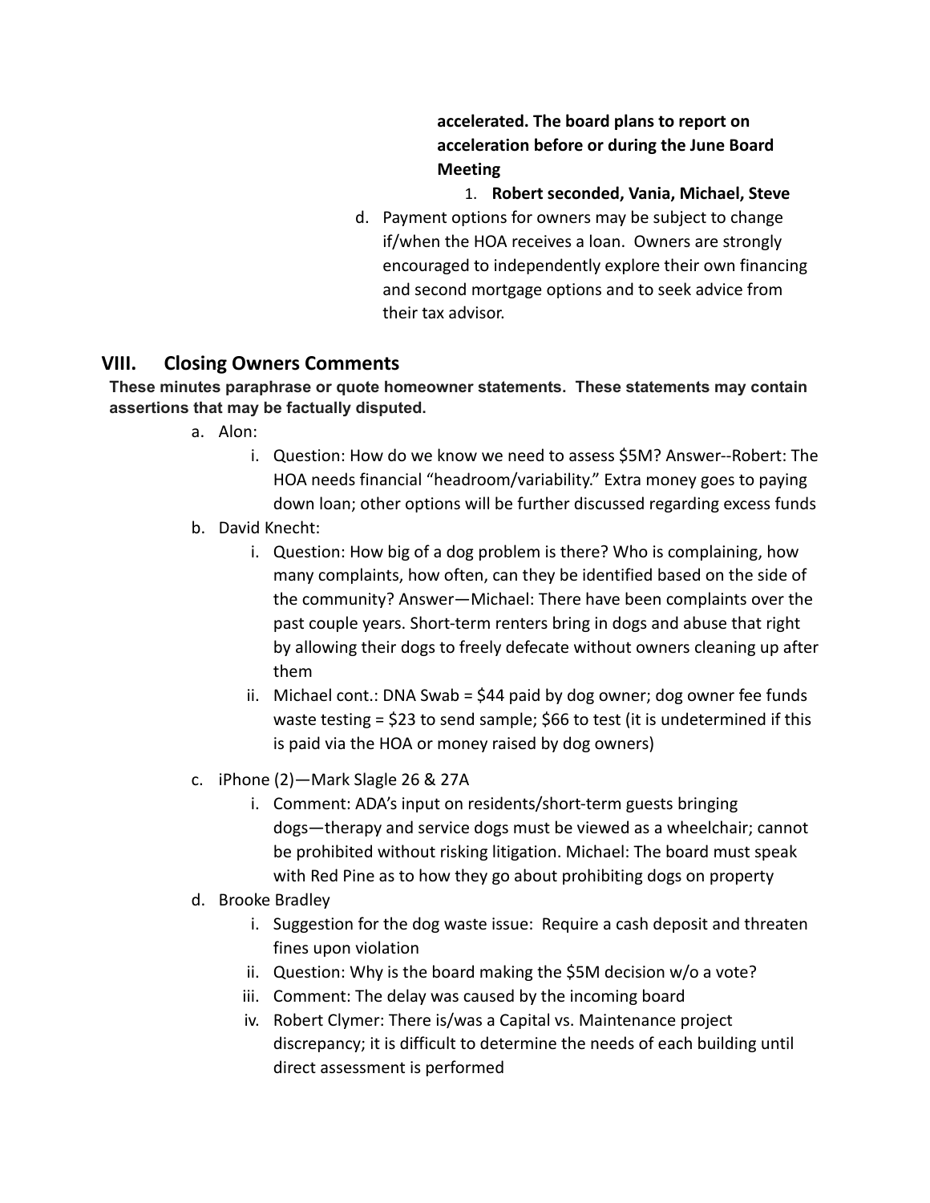**accelerated. The board plans to report on acceleration before or during the June Board Meeting**

1. **Robert seconded, Vania, Michael, Steve**

d. Payment options for owners may be subject to change if/when the HOA receives a loan. Owners are strongly encouraged to independently explore their own financing and second mortgage options and to seek advice from their tax advisor.

## VIII. Closing Owners Comments

**These minutes paraphrase or quote homeowner statements. These statements may contain assertions that may be factually disputed.**

a. Alon:
   i. Question: How do we know we need to assess $5M? Answer--Robert: The HOA needs financial "headroom/variability." Extra money goes to paying down loan; other options will be further discussed regarding excess funds

b. David Knecht:
   i. Question: How big of a dog problem is there? Who is complaining, how many complaints, how often, can they be identified based on the side of the community? Answer—Michael: There have been complaints over the past couple years. Short-term renters bring in dogs and abuse that right by allowing their dogs to freely defecate without owners cleaning up after them
   ii. Michael cont.: DNA Swab = $44 paid by dog owner; dog owner fee funds waste testing = $23 to send sample; $66 to test (it is undetermined if this is paid via the HOA or money raised by dog owners)

c. iPhone (2)—Mark Slagle 26 & 27A
   i. Comment: ADA's input on residents/short-term guests bringing dogs—therapy and service dogs must be viewed as a wheelchair; cannot be prohibited without risking litigation. Michael: The board must speak with Red Pine as to how they go about prohibiting dogs on property

d. Brooke Bradley
   i. Suggestion for the dog waste issue: Require a cash deposit and threaten fines upon violation
   ii. Question: Why is the board making the $5M decision w/o a vote?
   iii. Comment: The delay was caused by the incoming board
   iv. Robert Clymer: There is/was a Capital vs. Maintenance project discrepancy; it is difficult to determine the needs of each building until direct assessment is performed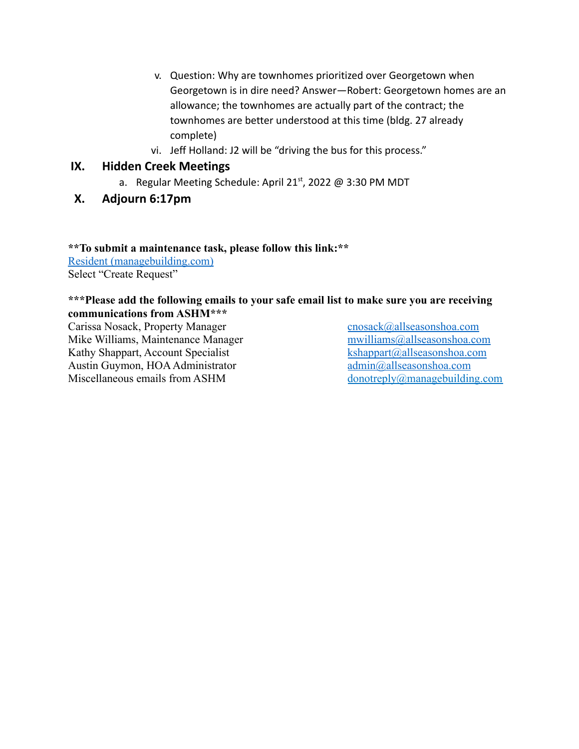v. Question: Why are townhomes prioritized over Georgetown when Georgetown is in dire need? Answer—Robert: Georgetown homes are an allowance; the townhomes are actually part of the contract; the townhomes are better understood at this time (bldg. 27 already complete)

vi. Jeff Holland: J2 will be "driving the bus for this process."

## IX. Hidden Creek Meetings

a. Regular Meeting Schedule: April 21st, 2022 @ 3:30 PM MDT

## X. Adjourn 6:17pm

**\*\*To submit a maintenance task, please follow this link:\*\***
[Resident (managebuilding.com)](managebuilding.com)
Select "Create Request"

**\*\*\*Please add the following emails to your safe email list to make sure you are receiving communications from ASHM\*\*\***

| | |
|---|---|
| Carissa Nosack, Property Manager | cnosack@allseasonshoa.com |
| Mike Williams, Maintenance Manager | mwilliams@allseasonshoa.com |
| Kathy Shappart, Account Specialist | kshappart@allseasonshoa.com |
| Austin Guymon, HOA Administrator | admin@allseasonshoa.com |
| Miscellaneous emails from ASHM | donotreply@managebuilding.com |